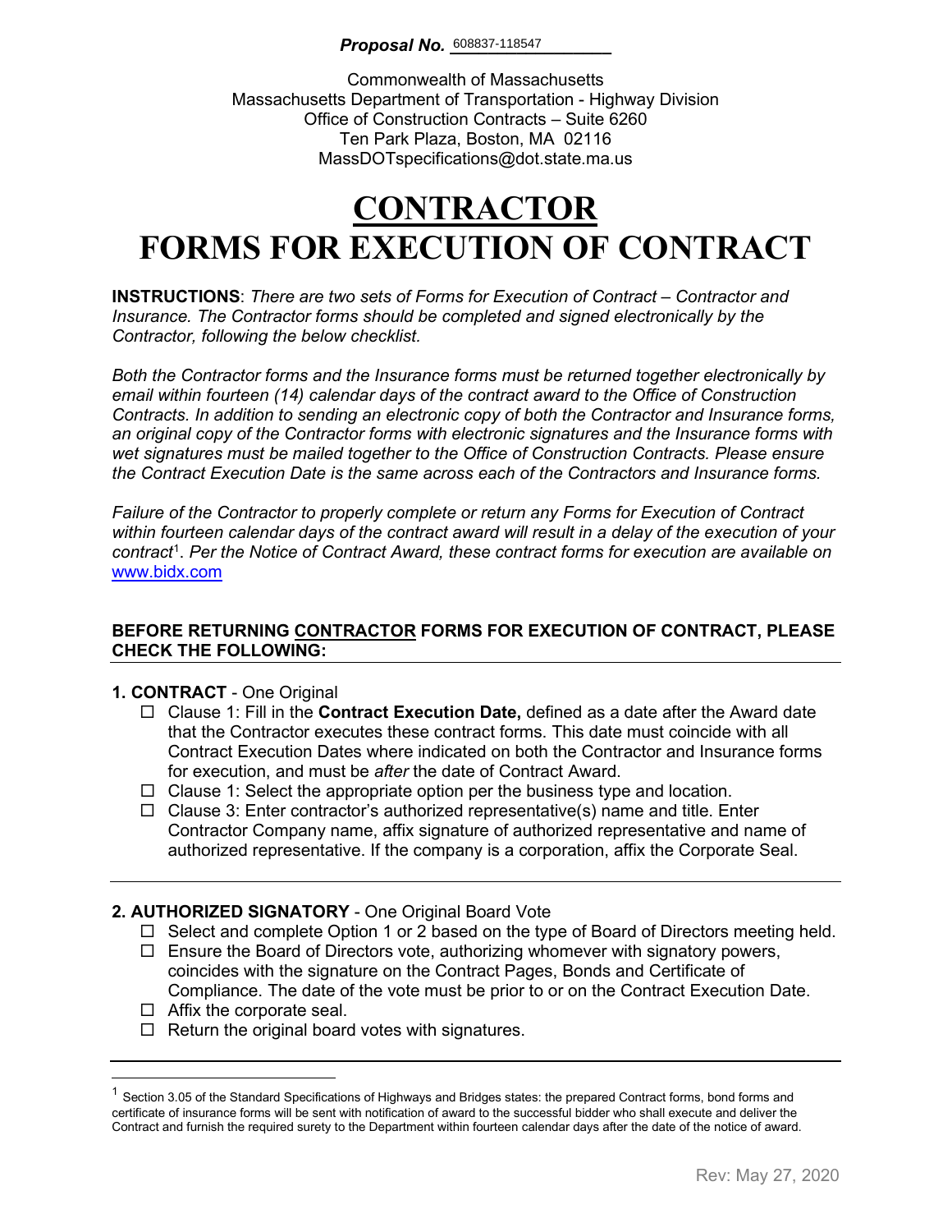**Proposal No.** 608837-118547

Commonwealth of Massachusetts
Massachusetts Department of Transportation - Highway Division
Office of Construction Contracts – Suite 6260
Ten Park Plaza, Boston, MA 02116
MassDOTspecifications@dot.state.ma.us

# CONTRACTOR
# FORMS FOR EXECUTION OF CONTRACT

**INSTRUCTIONS**: *There are two sets of Forms for Execution of Contract – Contractor and Insurance. The Contractor forms should be completed and signed electronically by the Contractor, following the below checklist.*

*Both the Contractor forms and the Insurance forms must be returned together electronically by email within fourteen (14) calendar days of the contract award to the Office of Construction Contracts. In addition to sending an electronic copy of both the Contractor and Insurance forms, an original copy of the Contractor forms with electronic signatures and the Insurance forms with wet signatures must be mailed together to the Office of Construction Contracts. Please ensure the Contract Execution Date is the same across each of the Contractors and Insurance forms.*

*Failure of the Contractor to properly complete or return any Forms for Execution of Contract within fourteen calendar days of the contract award will result in a delay of the execution of your contract*[1]. *Per the Notice of Contract Award, these contract forms for execution are available on* www.bidx.com

**BEFORE RETURNING CONTRACTOR FORMS FOR EXECUTION OF CONTRACT, PLEASE CHECK THE FOLLOWING:**

**1. CONTRACT** - One Original

- ☐ Clause 1: Fill in the **Contract Execution Date,** defined as a date after the Award date that the Contractor executes these contract forms. This date must coincide with all Contract Execution Dates where indicated on both the Contractor and Insurance forms for execution, and must be *after* the date of Contract Award.
- ☐ Clause 1: Select the appropriate option per the business type and location.
- ☐ Clause 3: Enter contractor's authorized representative(s) name and title. Enter Contractor Company name, affix signature of authorized representative and name of authorized representative. If the company is a corporation, affix the Corporate Seal.

**2. AUTHORIZED SIGNATORY** - One Original Board Vote

- ☐ Select and complete Option 1 or 2 based on the type of Board of Directors meeting held.
- ☐ Ensure the Board of Directors vote, authorizing whomever with signatory powers, coincides with the signature on the Contract Pages, Bonds and Certificate of Compliance. The date of the vote must be prior to or on the Contract Execution Date.
- ☐ Affix the corporate seal.
- ☐ Return the original board votes with signatures.

---

[1] Section 3.05 of the Standard Specifications of Highways and Bridges states: the prepared Contract forms, bond forms and certificate of insurance forms will be sent with notification of award to the successful bidder who shall execute and deliver the Contract and furnish the required surety to the Department within fourteen calendar days after the date of the notice of award.

Rev: May 27, 2020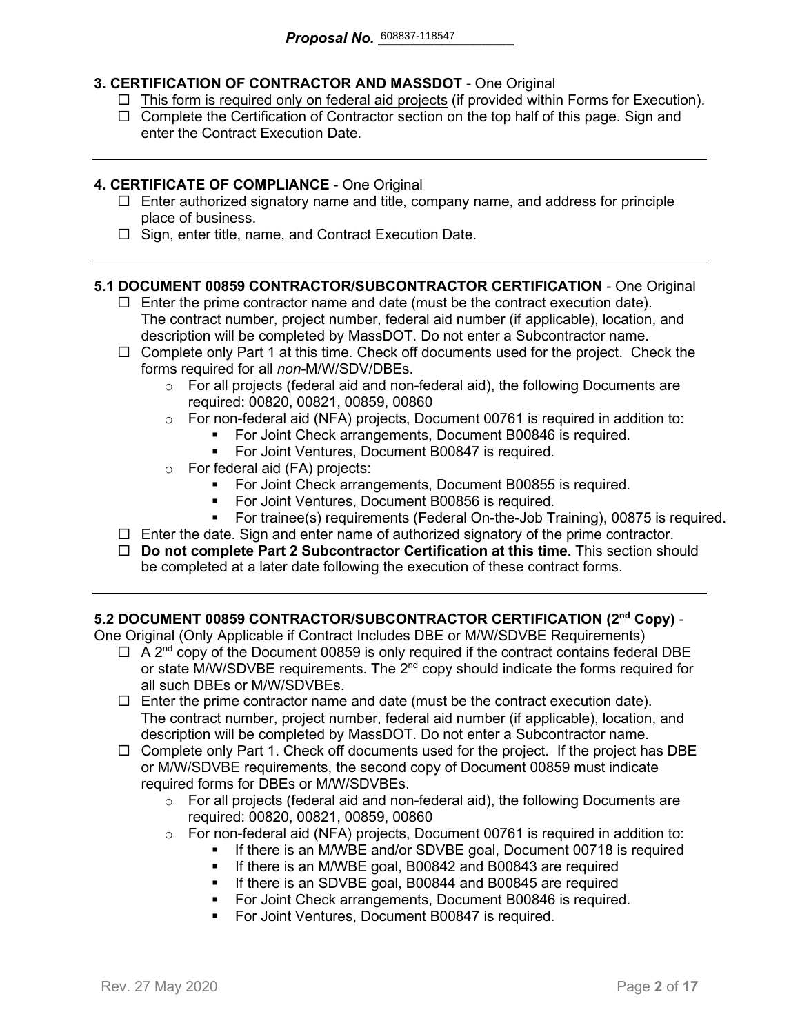**Proposal No.** 608837-118547

### 3. CERTIFICATION OF CONTRACTOR AND MASSDOT - One Original

- ☐ <u>This form is required only on federal aid projects</u> (if provided within Forms for Execution).
- ☐ Complete the Certification of Contractor section on the top half of this page. Sign and enter the Contract Execution Date.

---

### 4. CERTIFICATE OF COMPLIANCE - One Original

- ☐ Enter authorized signatory name and title, company name, and address for principle place of business.
- ☐ Sign, enter title, name, and Contract Execution Date.

---

### 5.1 DOCUMENT 00859 CONTRACTOR/SUBCONTRACTOR CERTIFICATION - One Original

- ☐ Enter the prime contractor name and date (must be the contract execution date). The contract number, project number, federal aid number (if applicable), location, and description will be completed by MassDOT. Do not enter a Subcontractor name.
- ☐ Complete only Part 1 at this time. Check off documents used for the project. Check the forms required for all *non*-M/W/SDV/DBEs.
  - For all projects (federal aid and non-federal aid), the following Documents are required: 00820, 00821, 00859, 00860
  - For non-federal aid (NFA) projects, Document 00761 is required in addition to:
    - For Joint Check arrangements, Document B00846 is required.
    - For Joint Ventures, Document B00847 is required.
  - For federal aid (FA) projects:
    - For Joint Check arrangements, Document B00855 is required.
    - For Joint Ventures, Document B00856 is required.
    - For trainee(s) requirements (Federal On-the-Job Training), 00875 is required.
- ☐ Enter the date. Sign and enter name of authorized signatory of the prime contractor.
- ☐ **Do not complete Part 2 Subcontractor Certification at this time.** This section should be completed at a later date following the execution of these contract forms.

---

### 5.2 DOCUMENT 00859 CONTRACTOR/SUBCONTRACTOR CERTIFICATION (2nd Copy) - One Original (Only Applicable if Contract Includes DBE or M/W/SDVBE Requirements)

- ☐ A 2nd copy of the Document 00859 is only required if the contract contains federal DBE or state M/W/SDVBE requirements. The 2nd copy should indicate the forms required for all such DBEs or M/W/SDVBEs.
- ☐ Enter the prime contractor name and date (must be the contract execution date). The contract number, project number, federal aid number (if applicable), location, and description will be completed by MassDOT. Do not enter a Subcontractor name.
- ☐ Complete only Part 1. Check off documents used for the project. If the project has DBE or M/W/SDVBE requirements, the second copy of Document 00859 must indicate required forms for DBEs or M/W/SDVBEs.
  - For all projects (federal aid and non-federal aid), the following Documents are required: 00820, 00821, 00859, 00860
  - For non-federal aid (NFA) projects, Document 00761 is required in addition to:
    - If there is an M/WBE and/or SDVBE goal, Document 00718 is required
    - If there is an M/WBE goal, B00842 and B00843 are required
    - If there is an SDVBE goal, B00844 and B00845 are required
    - For Joint Check arrangements, Document B00846 is required.
    - For Joint Ventures, Document B00847 is required.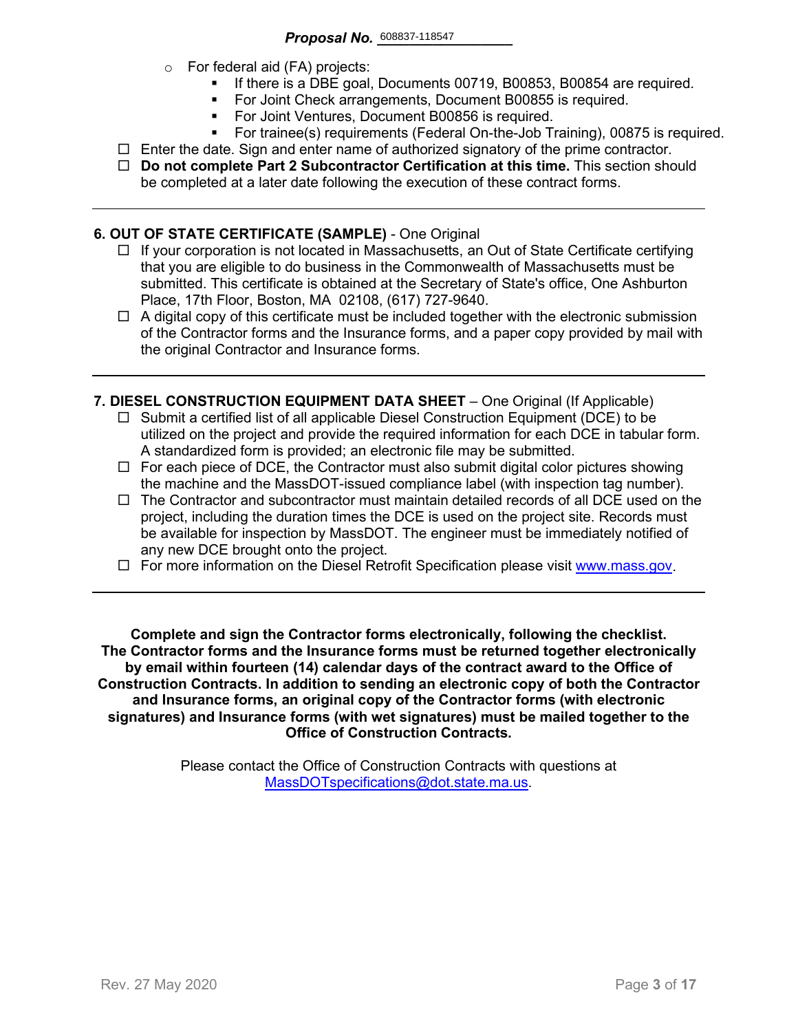- For federal aid (FA) projects:
  - If there is a DBE goal, Documents 00719, B00853, B00854 are required.
  - For Joint Check arrangements, Document B00855 is required.
  - For Joint Ventures, Document B00856 is required.
  - For trainee(s) requirements (Federal On-the-Job Training), 00875 is required.

☐ Enter the date. Sign and enter name of authorized signatory of the prime contractor.

☐ **Do not complete Part 2 Subcontractor Certification at this time.** This section should be completed at a later date following the execution of these contract forms.

---

**6. OUT OF STATE CERTIFICATE (SAMPLE)** - One Original

☐ If your corporation is not located in Massachusetts, an Out of State Certificate certifying that you are eligible to do business in the Commonwealth of Massachusetts must be submitted. This certificate is obtained at the Secretary of State's office, One Ashburton Place, 17th Floor, Boston, MA 02108, (617) 727-9640.

☐ A digital copy of this certificate must be included together with the electronic submission of the Contractor forms and the Insurance forms, and a paper copy provided by mail with the original Contractor and Insurance forms.

---

**7. DIESEL CONSTRUCTION EQUIPMENT DATA SHEET** – One Original (If Applicable)

☐ Submit a certified list of all applicable Diesel Construction Equipment (DCE) to be utilized on the project and provide the required information for each DCE in tabular form. A standardized form is provided; an electronic file may be submitted.

☐ For each piece of DCE, the Contractor must also submit digital color pictures showing the machine and the MassDOT-issued compliance label (with inspection tag number).

☐ The Contractor and subcontractor must maintain detailed records of all DCE used on the project, including the duration times the DCE is used on the project site. Records must be available for inspection by MassDOT. The engineer must be immediately notified of any new DCE brought onto the project.

☐ For more information on the Diesel Retrofit Specification please visit www.mass.gov.

---

**Complete and sign the Contractor forms electronically, following the checklist. The Contractor forms and the Insurance forms must be returned together electronically by email within fourteen (14) calendar days of the contract award to the Office of Construction Contracts. In addition to sending an electronic copy of both the Contractor and Insurance forms, an original copy of the Contractor forms (with electronic signatures) and Insurance forms (with wet signatures) must be mailed together to the Office of Construction Contracts.**

Please contact the Office of Construction Contracts with questions at MassDOTspecifications@dot.state.ma.us.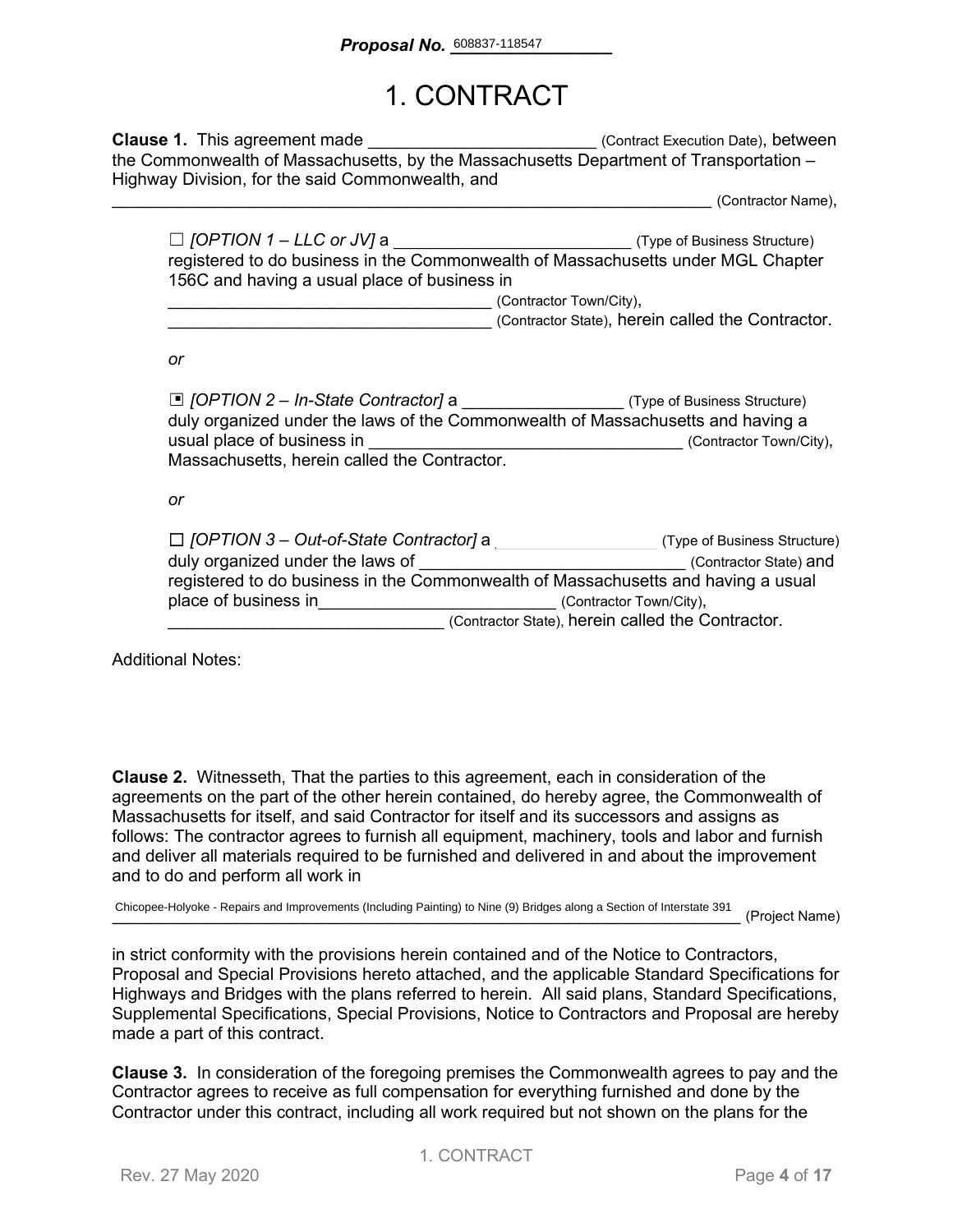**Proposal No.** 608837-118547

# 1. CONTRACT

**Clause 1.** This agreement made ________________________ (Contract Execution Date), between the Commonwealth of Massachusetts, by the Massachusetts Department of Transportation – Highway Division, for the said Commonwealth, and

__________________________________________________________________ (Contractor Name),

☐ *[OPTION 1 – LLC or JV]* a __________________________ (Type of Business Structure) registered to do business in the Commonwealth of Massachusetts under MGL Chapter 156C and having a usual place of business in
___________________________________ (Contractor Town/City),
___________________________________ (Contractor State), herein called the Contractor.

*or*

▣ *[OPTION 2 – In-State Contractor]* a _________________ (Type of Business Structure) duly organized under the laws of the Commonwealth of Massachusetts and having a usual place of business in _________________________________ (Contractor Town/City), Massachusetts, herein called the Contractor.

*or*

☐ *[OPTION 3 – Out-of-State Contractor]* a ___________________ (Type of Business Structure) duly organized under the laws of _____________________________ (Contractor State) and registered to do business in the Commonwealth of Massachusetts and having a usual place of business in_________________________ (Contractor Town/City),
_____________________________ (Contractor State), herein called the Contractor.

Additional Notes:

**Clause 2.** Witnesseth, That the parties to this agreement, each in consideration of the agreements on the part of the other herein contained, do hereby agree, the Commonwealth of Massachusetts for itself, and said Contractor for itself and its successors and assigns as follows: The contractor agrees to furnish all equipment, machinery, tools and labor and furnish and deliver all materials required to be furnished and delivered in and about the improvement and to do and perform all work in

Chicopee-Holyoke - Repairs and Improvements (Including Painting) to Nine (9) Bridges along a Section of Interstate 391 (Project Name)

in strict conformity with the provisions herein contained and of the Notice to Contractors, Proposal and Special Provisions hereto attached, and the applicable Standard Specifications for Highways and Bridges with the plans referred to herein. All said plans, Standard Specifications, Supplemental Specifications, Special Provisions, Notice to Contractors and Proposal are hereby made a part of this contract.

**Clause 3.** In consideration of the foregoing premises the Commonwealth agrees to pay and the Contractor agrees to receive as full compensation for everything furnished and done by the Contractor under this contract, including all work required but not shown on the plans for the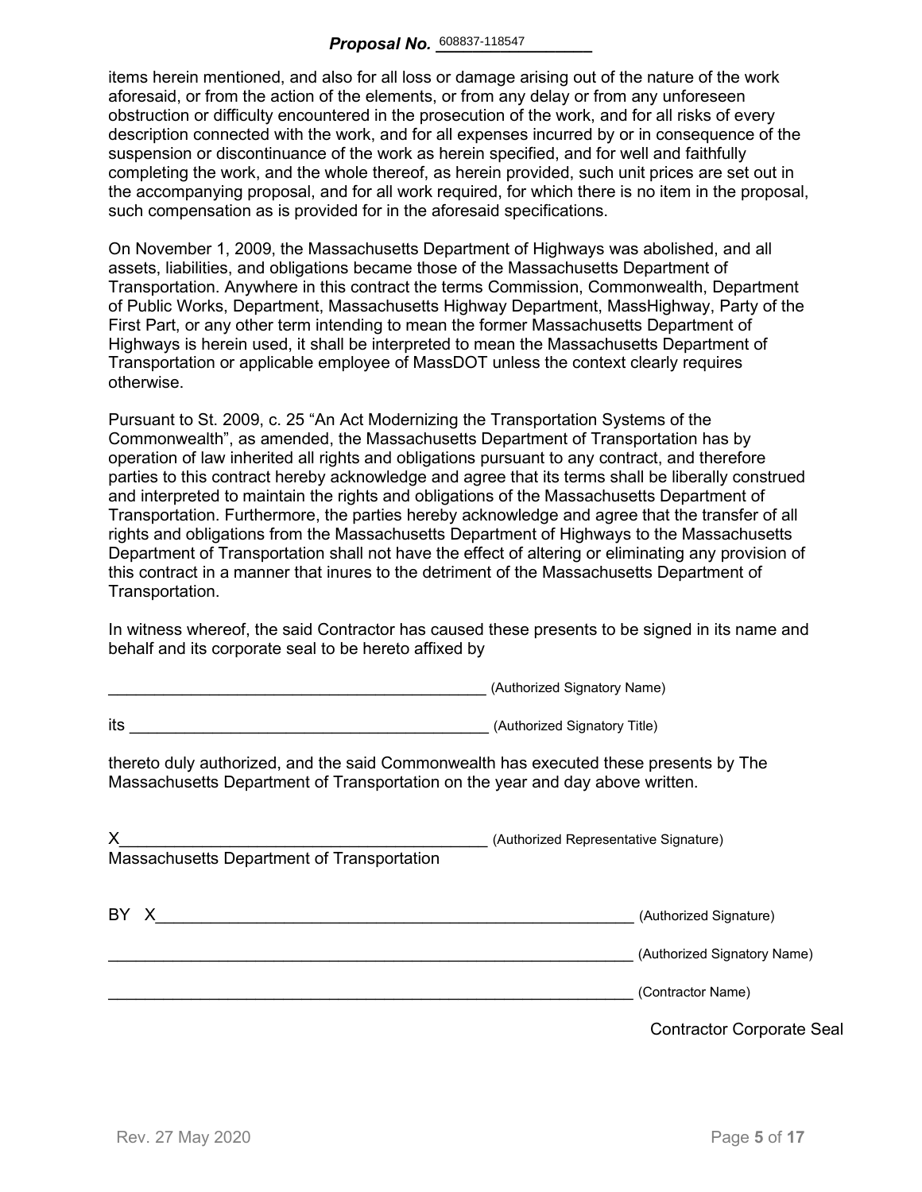items herein mentioned, and also for all loss or damage arising out of the nature of the work aforesaid, or from the action of the elements, or from any delay or from any unforeseen obstruction or difficulty encountered in the prosecution of the work, and for all risks of every description connected with the work, and for all expenses incurred by or in consequence of the suspension or discontinuance of the work as herein specified, and for well and faithfully completing the work, and the whole thereof, as herein provided, such unit prices are set out in the accompanying proposal, and for all work required, for which there is no item in the proposal, such compensation as is provided for in the aforesaid specifications.

On November 1, 2009, the Massachusetts Department of Highways was abolished, and all assets, liabilities, and obligations became those of the Massachusetts Department of Transportation. Anywhere in this contract the terms Commission, Commonwealth, Department of Public Works, Department, Massachusetts Highway Department, MassHighway, Party of the First Part, or any other term intending to mean the former Massachusetts Department of Highways is herein used, it shall be interpreted to mean the Massachusetts Department of Transportation or applicable employee of MassDOT unless the context clearly requires otherwise.

Pursuant to St. 2009, c. 25 "An Act Modernizing the Transportation Systems of the Commonwealth", as amended, the Massachusetts Department of Transportation has by operation of law inherited all rights and obligations pursuant to any contract, and therefore parties to this contract hereby acknowledge and agree that its terms shall be liberally construed and interpreted to maintain the rights and obligations of the Massachusetts Department of Transportation. Furthermore, the parties hereby acknowledge and agree that the transfer of all rights and obligations from the Massachusetts Department of Highways to the Massachusetts Department of Transportation shall not have the effect of altering or eliminating any provision of this contract in a manner that inures to the detriment of the Massachusetts Department of Transportation.

In witness whereof, the said Contractor has caused these presents to be signed in its name and behalf and its corporate seal to be hereto affixed by

\_\_\_\_\_\_\_\_\_\_\_\_\_\_\_\_\_\_\_\_\_\_\_\_\_\_\_\_\_\_\_\_\_\_\_\_\_\_\_\_ (Authorized Signatory Name)

its \_\_\_\_\_\_\_\_\_\_\_\_\_\_\_\_\_\_\_\_\_\_\_\_\_\_\_\_\_\_\_\_\_\_\_\_\_\_ (Authorized Signatory Title)

thereto duly authorized, and the said Commonwealth has executed these presents by The Massachusetts Department of Transportation on the year and day above written.

X\_\_\_\_\_\_\_\_\_\_\_\_\_\_\_\_\_\_\_\_\_\_\_\_\_\_\_\_\_\_\_\_\_\_\_\_\_\_\_ (Authorized Representative Signature)
Massachusetts Department of Transportation

BY X\_\_\_\_\_\_\_\_\_\_\_\_\_\_\_\_\_\_\_\_\_\_\_\_\_\_\_\_\_\_\_\_\_\_\_\_\_\_\_\_\_\_\_\_\_\_\_\_\_ (Authorized Signature)

\_\_\_\_\_\_\_\_\_\_\_\_\_\_\_\_\_\_\_\_\_\_\_\_\_\_\_\_\_\_\_\_\_\_\_\_\_\_\_\_\_\_\_\_\_\_\_\_\_\_\_\_\_ (Authorized Signatory Name)

\_\_\_\_\_\_\_\_\_\_\_\_\_\_\_\_\_\_\_\_\_\_\_\_\_\_\_\_\_\_\_\_\_\_\_\_\_\_\_\_\_\_\_\_\_\_\_\_\_\_\_\_\_ (Contractor Name)

Contractor Corporate Seal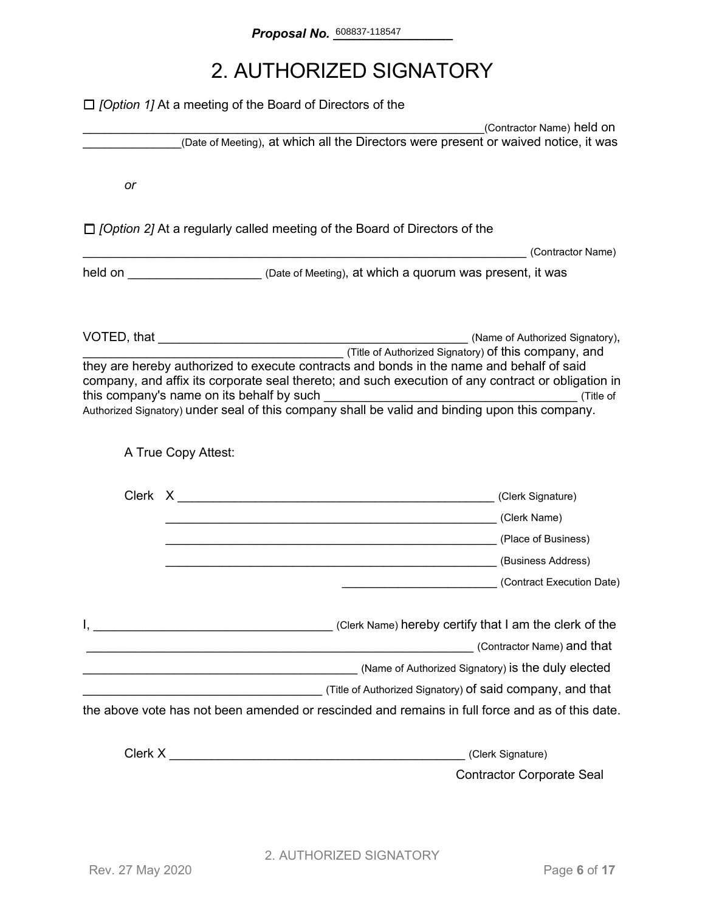**Proposal No.** 608837-118547

# 2. AUTHORIZED SIGNATORY

☐ *[Option 1]* At a meeting of the Board of Directors of the

____________________________________________________________(Contractor Name) held on ______________(Date of Meeting), at which all the Directors were present or waived notice, it was

*or*

☐ *[Option 2]* At a regularly called meeting of the Board of Directors of the

_______________________________________________________________ (Contractor Name)

held on ___________________ (Date of Meeting), at which a quorum was present, it was

VOTED, that _____________________________________________ (Name of Authorized Signatory), ______________________________________ (Title of Authorized Signatory) of this company, and they are hereby authorized to execute contracts and bonds in the name and behalf of said company, and affix its corporate seal thereto; and such execution of any contract or obligation in this company's name on its behalf by such _____________________________________ (Title of Authorized Signatory) under seal of this company shall be valid and binding upon this company.

A True Copy Attest:

Clerk X _______________________________________________ (Clerk Signature)

_________________________________________________ (Clerk Name)

_________________________________________________ (Place of Business)

_________________________________________________ (Business Address)

_______________________ (Contract Execution Date)

I, __________________________________ (Clerk Name) hereby certify that I am the clerk of the _________________________________________________________ (Contractor Name) and that _________________________________________ (Name of Authorized Signatory) is the duly elected ___________________________________ (Title of Authorized Signatory) of said company, and that the above vote has not been amended or rescinded and remains in full force and as of this date.

Clerk X ____________________________________________ (Clerk Signature)

Contractor Corporate Seal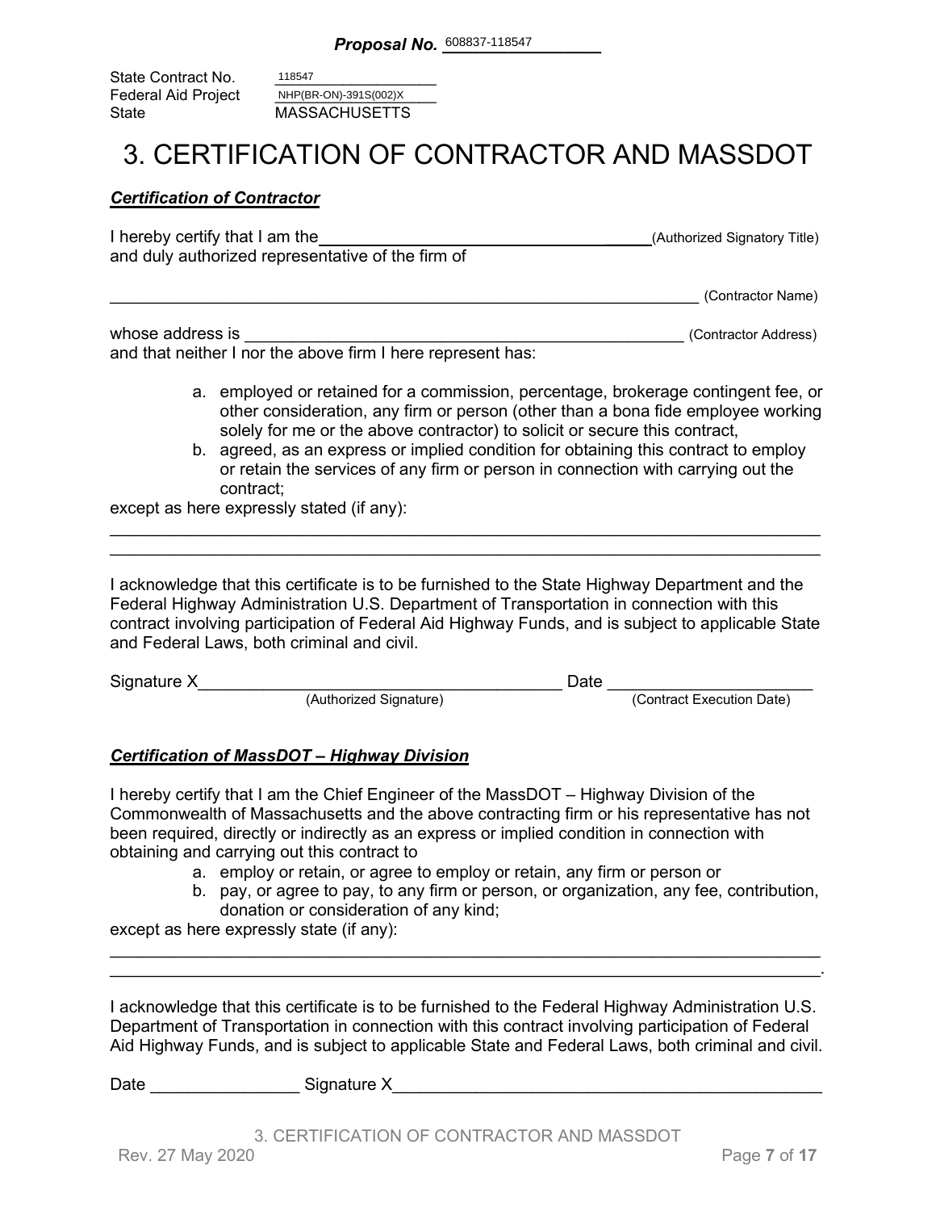**Proposal No.** 608837-118547

State Contract No. 118547
Federal Aid Project NHP(BR-ON)-391S(002)X
State MASSACHUSETTS

# 3. CERTIFICATION OF CONTRACTOR AND MASSDOT

***Certification of Contractor***

I hereby certify that I am the ________________________________________ (Authorized Signatory Title)
and duly authorized representative of the firm of

__________________________________________________________________ (Contractor Name)

whose address is ________________________________________________ (Contractor Address)
and that neither I nor the above firm I here represent has:

a. employed or retained for a commission, percentage, brokerage contingent fee, or other consideration, any firm or person (other than a bona fide employee working solely for me or the above contractor) to solicit or secure this contract,
b. agreed, as an express or implied condition for obtaining this contract to employ or retain the services of any firm or person in connection with carrying out the contract;

except as here expressly stated (if any):

______________________________________________________________________________
______________________________________________________________________________

I acknowledge that this certificate is to be furnished to the State Highway Department and the Federal Highway Administration U.S. Department of Transportation in connection with this contract involving participation of Federal Aid Highway Funds, and is subject to applicable State and Federal Laws, both criminal and civil.

Signature X________________________________________ Date ______________________
(Authorized Signature) (Contract Execution Date)

***Certification of MassDOT – Highway Division***

I hereby certify that I am the Chief Engineer of the MassDOT – Highway Division of the Commonwealth of Massachusetts and the above contracting firm or his representative has not been required, directly or indirectly as an express or implied condition in connection with obtaining and carrying out this contract to

a. employ or retain, or agree to employ or retain, any firm or person or
b. pay, or agree to pay, to any firm or person, or organization, any fee, contribution, donation or consideration of any kind;

except as here expressly state (if any):

______________________________________________________________________________
______________________________________________________________________________.

I acknowledge that this certificate is to be furnished to the Federal Highway Administration U.S. Department of Transportation in connection with this contract involving participation of Federal Aid Highway Funds, and is subject to applicable State and Federal Laws, both criminal and civil.

Date ________________ Signature X_______________________________________________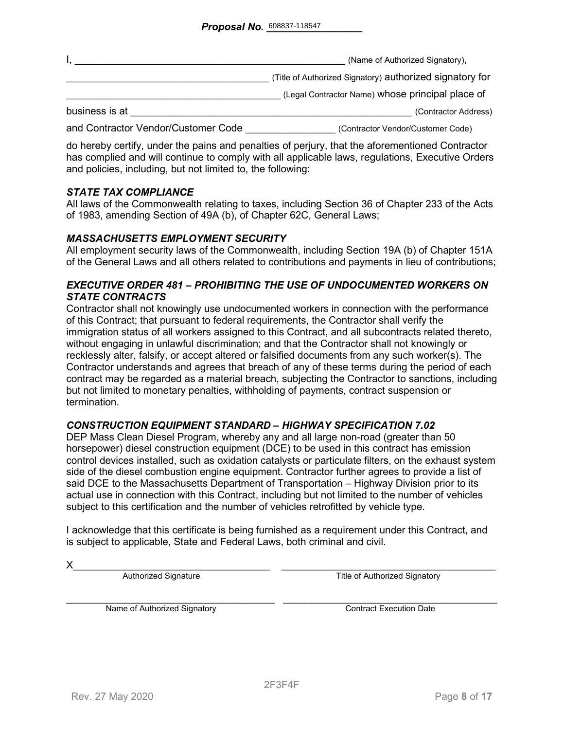**Proposal No.** 608837-118547

I, \_\_\_\_\_\_\_\_\_\_\_\_\_\_\_\_\_\_\_\_\_\_\_\_\_\_\_\_\_\_\_\_\_\_\_\_\_\_\_\_\_\_\_\_\_\_\_\_ (Name of Authorized Signatory),

\_\_\_\_\_\_\_\_\_\_\_\_\_\_\_\_\_\_\_\_\_\_\_\_\_\_\_\_\_\_\_\_\_\_\_\_\_ (Title of Authorized Signatory) authorized signatory for

\_\_\_\_\_\_\_\_\_\_\_\_\_\_\_\_\_\_\_\_\_\_\_\_\_\_\_\_\_\_\_\_\_\_\_\_\_\_ (Legal Contractor Name) whose principal place of

business is at \_\_\_\_\_\_\_\_\_\_\_\_\_\_\_\_\_\_\_\_\_\_\_\_\_\_\_\_\_\_\_\_\_\_\_\_\_\_\_\_\_\_\_\_\_\_\_\_\_\_\_ (Contractor Address)

and Contractor Vendor/Customer Code \_\_\_\_\_\_\_\_\_\_\_\_\_\_\_\_ (Contractor Vendor/Customer Code)

do hereby certify, under the pains and penalties of perjury, that the aforementioned Contractor has complied and will continue to comply with all applicable laws, regulations, Executive Orders and policies, including, but not limited to, the following:

### *STATE TAX COMPLIANCE*

All laws of the Commonwealth relating to taxes, including Section 36 of Chapter 233 of the Acts of 1983, amending Section of 49A (b), of Chapter 62C, General Laws;

### *MASSACHUSETTS EMPLOYMENT SECURITY*

All employment security laws of the Commonwealth, including Section 19A (b) of Chapter 151A of the General Laws and all others related to contributions and payments in lieu of contributions;

### *EXECUTIVE ORDER 481 – PROHIBITING THE USE OF UNDOCUMENTED WORKERS ON STATE CONTRACTS*

Contractor shall not knowingly use undocumented workers in connection with the performance of this Contract; that pursuant to federal requirements, the Contractor shall verify the immigration status of all workers assigned to this Contract, and all subcontracts related thereto, without engaging in unlawful discrimination; and that the Contractor shall not knowingly or recklessly alter, falsify, or accept altered or falsified documents from any such worker(s). The Contractor understands and agrees that breach of any of these terms during the period of each contract may be regarded as a material breach, subjecting the Contractor to sanctions, including but not limited to monetary penalties, withholding of payments, contract suspension or termination.

### *CONSTRUCTION EQUIPMENT STANDARD – HIGHWAY SPECIFICATION 7.02*

DEP Mass Clean Diesel Program, whereby any and all large non-road (greater than 50 horsepower) diesel construction equipment (DCE) to be used in this contract has emission control devices installed, such as oxidation catalysts or particulate filters, on the exhaust system side of the diesel combustion engine equipment. Contractor further agrees to provide a list of said DCE to the Massachusetts Department of Transportation – Highway Division prior to its actual use in connection with this Contract, including but not limited to the number of vehicles subject to this certification and the number of vehicles retrofitted by vehicle type.

I acknowledge that this certificate is being furnished as a requirement under this Contract, and is subject to applicable, State and Federal Laws, both criminal and civil.

X\_\_\_\_\_\_\_\_\_\_\_\_\_\_\_\_\_\_\_\_\_\_\_\_\_\_\_\_\_\_\_\_\_\_\_ &nbsp;&nbsp; \_\_\_\_\_\_\_\_\_\_\_\_\_\_\_\_\_\_\_\_\_\_\_\_\_\_\_\_\_\_\_\_\_\_\_\_\_\_
Authorized Signature &nbsp;&nbsp; Title of Authorized Signatory

\_\_\_\_\_\_\_\_\_\_\_\_\_\_\_\_\_\_\_\_\_\_\_\_\_\_\_\_\_\_\_\_\_\_\_\_ &nbsp;&nbsp; \_\_\_\_\_\_\_\_\_\_\_\_\_\_\_\_\_\_\_\_\_\_\_\_\_\_\_\_\_\_\_\_\_\_\_\_\_\_
Name of Authorized Signatory &nbsp;&nbsp; Contract Execution Date

2F3F4F

Rev. 27 May 2020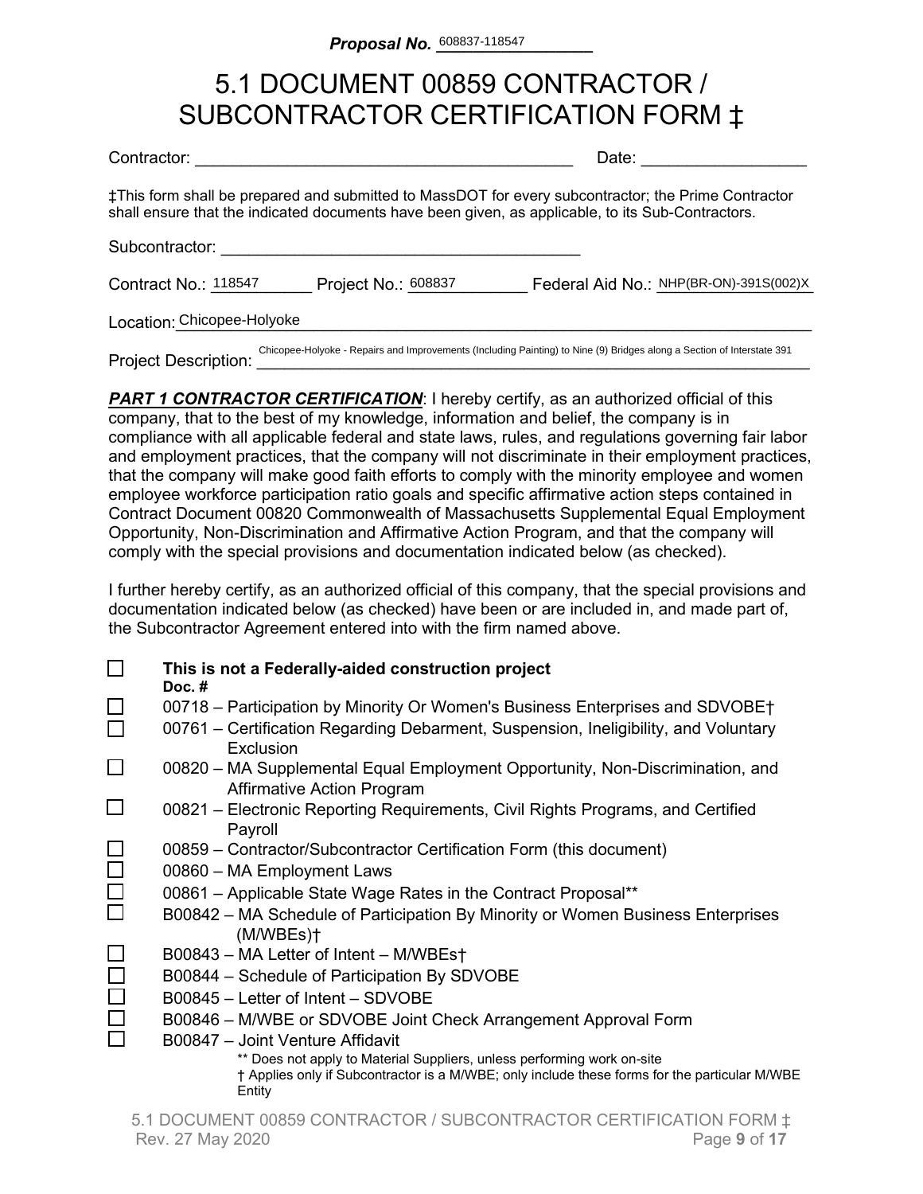**Proposal No.** 608837-118547

# 5.1 DOCUMENT 00859 CONTRACTOR / SUBCONTRACTOR CERTIFICATION FORM ‡

Contractor: ________________________________________ Date: _________________

‡This form shall be prepared and submitted to MassDOT for every subcontractor; the Prime Contractor shall ensure that the indicated documents have been given, as applicable, to its Sub-Contractors.

Subcontractor: ________________________________________

Contract No.: 118547 Project No.: 608837 Federal Aid No.: NHP(BR-ON)-391S(002)X

Location: Chicopee-Holyoke

Project Description: Chicopee-Holyoke - Repairs and Improvements (Including Painting) to Nine (9) Bridges along a Section of Interstate 391

***PART 1 CONTRACTOR CERTIFICATION***: I hereby certify, as an authorized official of this company, that to the best of my knowledge, information and belief, the company is in compliance with all applicable federal and state laws, rules, and regulations governing fair labor and employment practices, that the company will not discriminate in their employment practices, that the company will make good faith efforts to comply with the minority employee and women employee workforce participation ratio goals and specific affirmative action steps contained in Contract Document 00820 Commonwealth of Massachusetts Supplemental Equal Employment Opportunity, Non-Discrimination and Affirmative Action Program, and that the company will comply with the special provisions and documentation indicated below (as checked).

I further hereby certify, as an authorized official of this company, that the special provisions and documentation indicated below (as checked) have been or are included in, and made part of, the Subcontractor Agreement entered into with the firm named above.

- ☐ **This is not a Federally-aided construction project**

**Doc. #**

- ☐ 00718 – Participation by Minority Or Women's Business Enterprises and SDVOBE†
- ☐ 00761 – Certification Regarding Debarment, Suspension, Ineligibility, and Voluntary Exclusion
- ☐ 00820 – MA Supplemental Equal Employment Opportunity, Non-Discrimination, and Affirmative Action Program
- ☐ 00821 – Electronic Reporting Requirements, Civil Rights Programs, and Certified Payroll
- ☐ 00859 – Contractor/Subcontractor Certification Form (this document)
- ☐ 00860 – MA Employment Laws
- ☐ 00861 – Applicable State Wage Rates in the Contract Proposal**
- ☐ B00842 – MA Schedule of Participation By Minority or Women Business Enterprises (M/WBEs)†
- ☐ B00843 – MA Letter of Intent – M/WBEs†
- ☐ B00844 – Schedule of Participation By SDVOBE
- ☐ B00845 – Letter of Intent – SDVOBE
- ☐ B00846 – M/WBE or SDVOBE Joint Check Arrangement Approval Form
- ☐ B00847 – Joint Venture Affidavit

** Does not apply to Material Suppliers, unless performing work on-site

† Applies only if Subcontractor is a M/WBE; only include these forms for the particular M/WBE Entity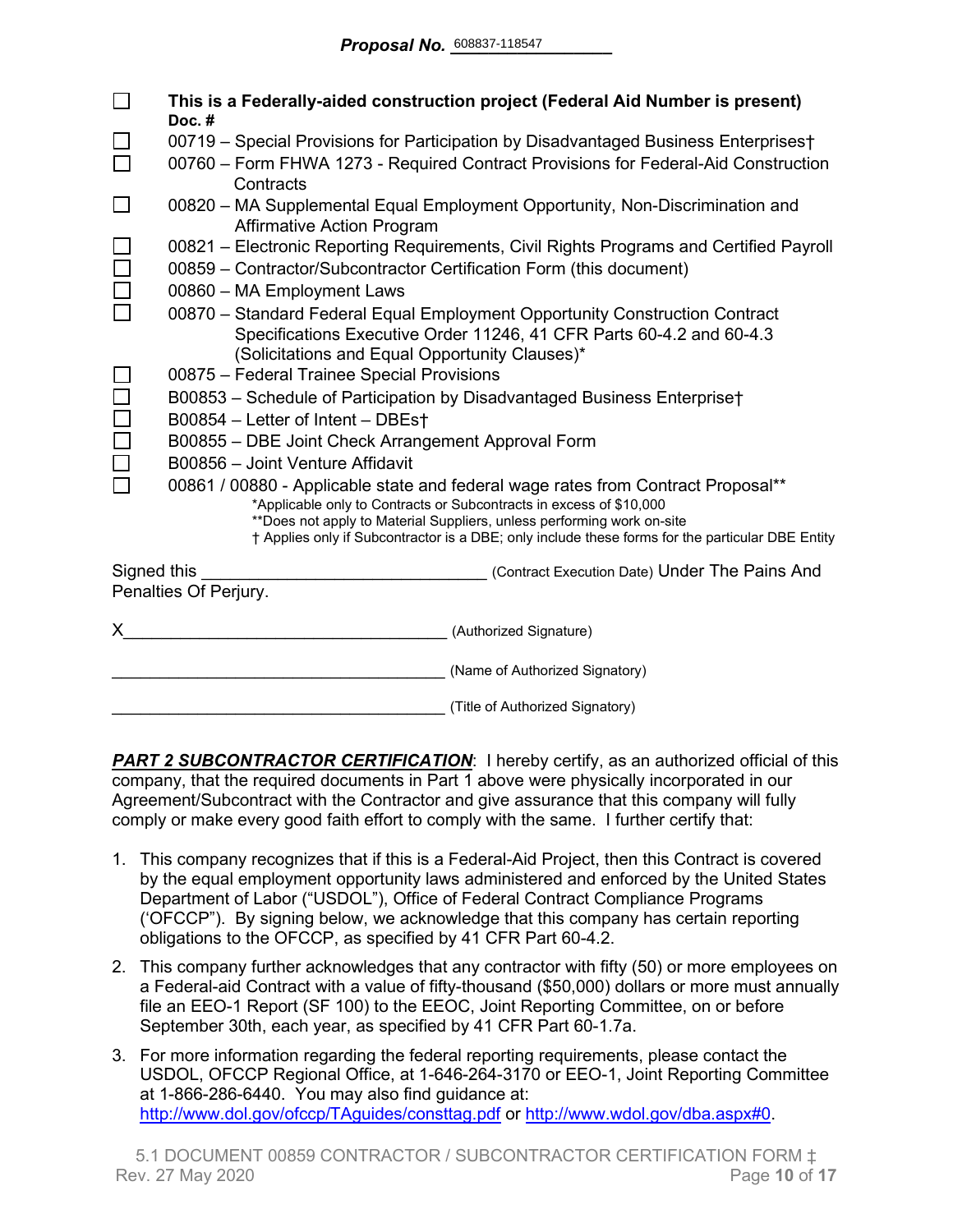**Proposal No.** 608837-118547

- ☐ **This is a Federally-aided construction project (Federal Aid Number is present)**

**Doc. #**

- ☐ 00719 – Special Provisions for Participation by Disadvantaged Business Enterprises†
- ☐ 00760 – Form FHWA 1273 - Required Contract Provisions for Federal-Aid Construction Contracts
- ☐ 00820 – MA Supplemental Equal Employment Opportunity, Non-Discrimination and Affirmative Action Program
- ☐ 00821 – Electronic Reporting Requirements, Civil Rights Programs and Certified Payroll
- ☐ 00859 – Contractor/Subcontractor Certification Form (this document)
- ☐ 00860 – MA Employment Laws
- ☐ 00870 – Standard Federal Equal Employment Opportunity Construction Contract Specifications Executive Order 11246, 41 CFR Parts 60-4.2 and 60-4.3 (Solicitations and Equal Opportunity Clauses)*
- ☐ 00875 – Federal Trainee Special Provisions
- ☐ B00853 – Schedule of Participation by Disadvantaged Business Enterprise†
- ☐ B00854 – Letter of Intent – DBEs†
- ☐ B00855 – DBE Joint Check Arrangement Approval Form
- ☐ B00856 – Joint Venture Affidavit
- ☐ 00861 / 00880 - Applicable state and federal wage rates from Contract Proposal**

*Applicable only to Contracts or Subcontracts in excess of $10,000
**Does not apply to Material Suppliers, unless performing work on-site
† Applies only if Subcontractor is a DBE; only include these forms for the particular DBE Entity

Signed this ______________________________ (Contract Execution Date) Under The Pains And Penalties Of Perjury.

X___________________________________ (Authorized Signature)

_____________________________________ (Name of Authorized Signatory)

_____________________________________ (Title of Authorized Signatory)

***PART 2 SUBCONTRACTOR CERTIFICATION***: I hereby certify, as an authorized official of this company, that the required documents in Part 1 above were physically incorporated in our Agreement/Subcontract with the Contractor and give assurance that this company will fully comply or make every good faith effort to comply with the same. I further certify that:

1. This company recognizes that if this is a Federal-Aid Project, then this Contract is covered by the equal employment opportunity laws administered and enforced by the United States Department of Labor ("USDOL"), Office of Federal Contract Compliance Programs ('OFCCP"). By signing below, we acknowledge that this company has certain reporting obligations to the OFCCP, as specified by 41 CFR Part 60-4.2.
2. This company further acknowledges that any contractor with fifty (50) or more employees on a Federal-aid Contract with a value of fifty-thousand ($50,000) dollars or more must annually file an EEO-1 Report (SF 100) to the EEOC, Joint Reporting Committee, on or before September 30th, each year, as specified by 41 CFR Part 60-1.7a.
3. For more information regarding the federal reporting requirements, please contact the USDOL, OFCCP Regional Office, at 1-646-264-3170 or EEO-1, Joint Reporting Committee at 1-866-286-6440. You may also find guidance at: http://www.dol.gov/ofccp/TAguides/consttag.pdf or http://www.wdol.gov/dba.aspx#0.

5.1 DOCUMENT 00859 CONTRACTOR / SUBCONTRACTOR CERTIFICATION FORM ‡
Rev. 27 May 2020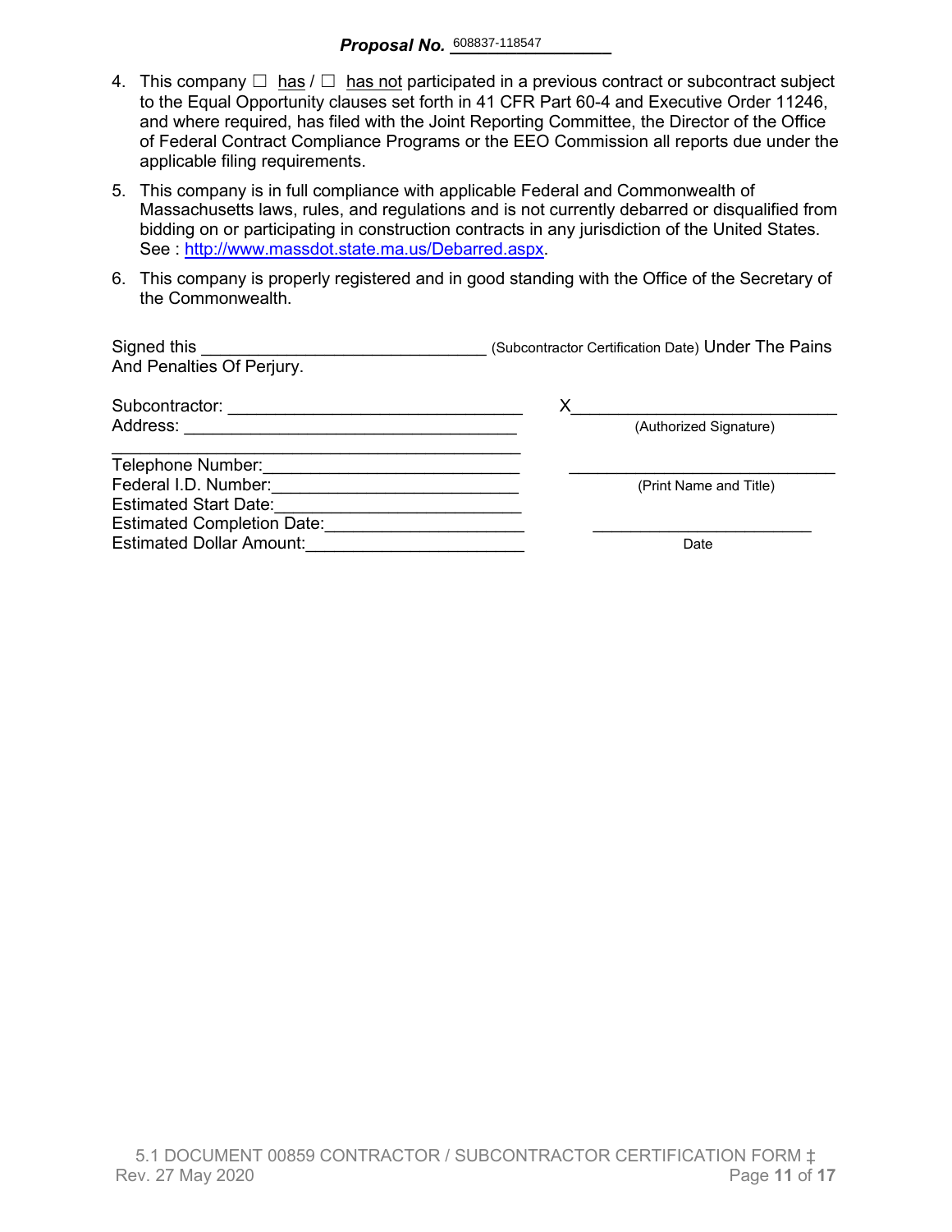**Proposal No.** 608837-118547

4. This company ☐ has / ☐ has not participated in a previous contract or subcontract subject to the Equal Opportunity clauses set forth in 41 CFR Part 60-4 and Executive Order 11246, and where required, has filed with the Joint Reporting Committee, the Director of the Office of Federal Contract Compliance Programs or the EEO Commission all reports due under the applicable filing requirements.

5. This company is in full compliance with applicable Federal and Commonwealth of Massachusetts laws, rules, and regulations and is not currently debarred or disqualified from bidding on or participating in construction contracts in any jurisdiction of the United States. See : http://www.massdot.state.ma.us/Debarred.aspx.

6. This company is properly registered and in good standing with the Office of the Secretary of the Commonwealth.

Signed this ______________________________ (Subcontractor Certification Date) Under The Pains And Penalties Of Perjury.

Subcontractor: ______________________________

Address: ______________________________

______________________________

Telephone Number: ______________________________

Federal I.D. Number: ______________________________

Estimated Start Date: ______________________________

Estimated Completion Date: ______________________________

Estimated Dollar Amount: ______________________________

X______________________________
(Authorized Signature)

______________________________
(Print Name and Title)

______________________________
Date

5.1 DOCUMENT 00859 CONTRACTOR / SUBCONTRACTOR CERTIFICATION FORM ‡
Rev. 27 May 2020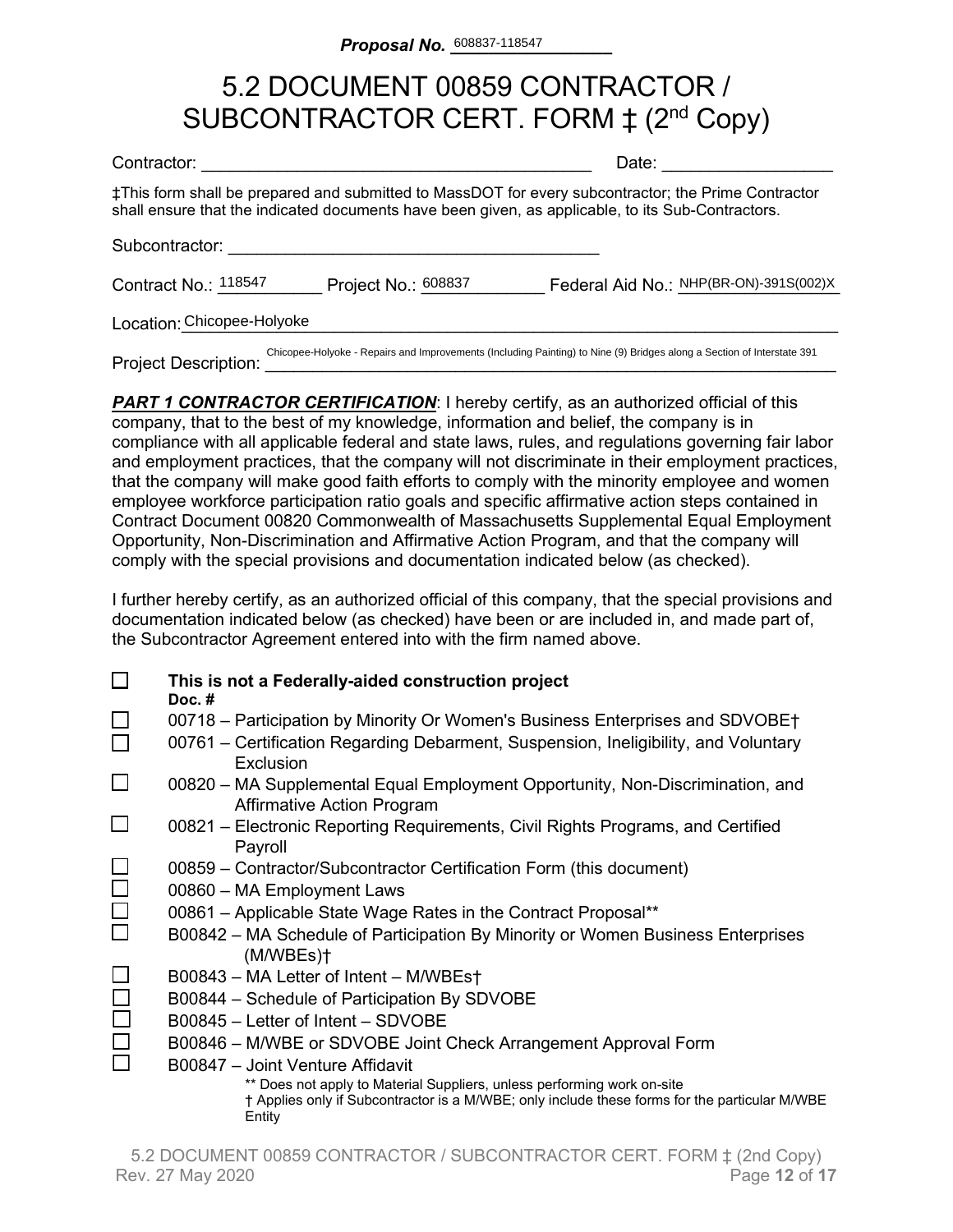**Proposal No.** 608837-118547

# 5.2 DOCUMENT 00859 CONTRACTOR / SUBCONTRACTOR CERT. FORM ‡ (2nd Copy)

Contractor: ________________________________________ Date: _________________

‡This form shall be prepared and submitted to MassDOT for every subcontractor; the Prime Contractor shall ensure that the indicated documents have been given, as applicable, to its Sub-Contractors.

Subcontractor: ________________________________________

Contract No.: 118547 Project No.: 608837 Federal Aid No.: NHP(BR-ON)-391S(002)X

Location: Chicopee-Holyoke

Project Description: Chicopee-Holyoke - Repairs and Improvements (Including Painting) to Nine (9) Bridges along a Section of Interstate 391

***PART 1 CONTRACTOR CERTIFICATION***: I hereby certify, as an authorized official of this company, that to the best of my knowledge, information and belief, the company is in compliance with all applicable federal and state laws, rules, and regulations governing fair labor and employment practices, that the company will not discriminate in their employment practices, that the company will make good faith efforts to comply with the minority employee and women employee workforce participation ratio goals and specific affirmative action steps contained in Contract Document 00820 Commonwealth of Massachusetts Supplemental Equal Employment Opportunity, Non-Discrimination and Affirmative Action Program, and that the company will comply with the special provisions and documentation indicated below (as checked).

I further hereby certify, as an authorized official of this company, that the special provisions and documentation indicated below (as checked) have been or are included in, and made part of, the Subcontractor Agreement entered into with the firm named above.

- ☐ **This is not a Federally-aided construction project**

**Doc. #**

- ☐ 00718 – Participation by Minority Or Women's Business Enterprises and SDVOBE†
- ☐ 00761 – Certification Regarding Debarment, Suspension, Ineligibility, and Voluntary Exclusion
- ☐ 00820 – MA Supplemental Equal Employment Opportunity, Non-Discrimination, and Affirmative Action Program
- ☐ 00821 – Electronic Reporting Requirements, Civil Rights Programs, and Certified Payroll
- ☐ 00859 – Contractor/Subcontractor Certification Form (this document)
- ☐ 00860 – MA Employment Laws
- ☐ 00861 – Applicable State Wage Rates in the Contract Proposal**
- ☐ B00842 – MA Schedule of Participation By Minority or Women Business Enterprises (M/WBEs)†
- ☐ B00843 – MA Letter of Intent – M/WBEs†
- ☐ B00844 – Schedule of Participation By SDVOBE
- ☐ B00845 – Letter of Intent – SDVOBE
- ☐ B00846 – M/WBE or SDVOBE Joint Check Arrangement Approval Form
- ☐ B00847 – Joint Venture Affidavit

** Does not apply to Material Suppliers, unless performing work on-site
† Applies only if Subcontractor is a M/WBE; only include these forms for the particular M/WBE Entity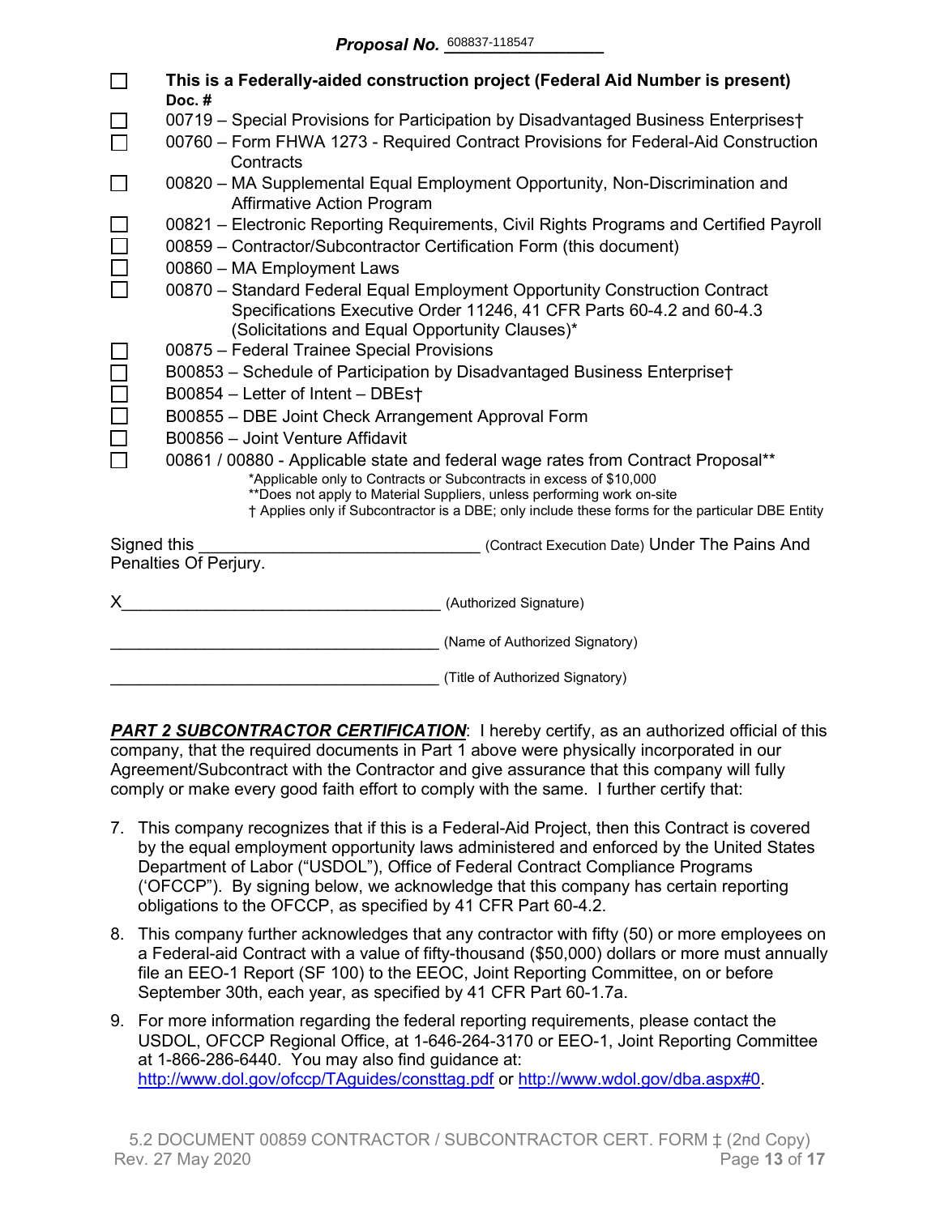**Proposal No.** 608837-118547

- ☐ **This is a Federally-aided construction project (Federal Aid Number is present)**
  **Doc. #**
- ☐ 00719 – Special Provisions for Participation by Disadvantaged Business Enterprises†
- ☐ 00760 – Form FHWA 1273 - Required Contract Provisions for Federal-Aid Construction Contracts
- ☐ 00820 – MA Supplemental Equal Employment Opportunity, Non-Discrimination and Affirmative Action Program
- ☐ 00821 – Electronic Reporting Requirements, Civil Rights Programs and Certified Payroll
- ☐ 00859 – Contractor/Subcontractor Certification Form (this document)
- ☐ 00860 – MA Employment Laws
- ☐ 00870 – Standard Federal Equal Employment Opportunity Construction Contract Specifications Executive Order 11246, 41 CFR Parts 60-4.2 and 60-4.3 (Solicitations and Equal Opportunity Clauses)*
- ☐ 00875 – Federal Trainee Special Provisions
- ☐ B00853 – Schedule of Participation by Disadvantaged Business Enterprise†
- ☐ B00854 – Letter of Intent – DBEs†
- ☐ B00855 – DBE Joint Check Arrangement Approval Form
- ☐ B00856 – Joint Venture Affidavit
- ☐ 00861 / 00880 - Applicable state and federal wage rates from Contract Proposal**

*Applicable only to Contracts or Subcontracts in excess of $10,000
**Does not apply to Material Suppliers, unless performing work on-site
† Applies only if Subcontractor is a DBE; only include these forms for the particular DBE Entity

Signed this ______________________________ (Contract Execution Date) Under The Pains And Penalties Of Perjury.

X____________________________________ (Authorized Signature)

_____________________________________ (Name of Authorized Signatory)

_____________________________________ (Title of Authorized Signatory)

***PART 2 SUBCONTRACTOR CERTIFICATION***: I hereby certify, as an authorized official of this company, that the required documents in Part 1 above were physically incorporated in our Agreement/Subcontract with the Contractor and give assurance that this company will fully comply or make every good faith effort to comply with the same. I further certify that:

7. This company recognizes that if this is a Federal-Aid Project, then this Contract is covered by the equal employment opportunity laws administered and enforced by the United States Department of Labor ("USDOL"), Office of Federal Contract Compliance Programs ('OFCCP"). By signing below, we acknowledge that this company has certain reporting obligations to the OFCCP, as specified by 41 CFR Part 60-4.2.
8. This company further acknowledges that any contractor with fifty (50) or more employees on a Federal-aid Contract with a value of fifty-thousand ($50,000) dollars or more must annually file an EEO-1 Report (SF 100) to the EEOC, Joint Reporting Committee, on or before September 30th, each year, as specified by 41 CFR Part 60-1.7a.
9. For more information regarding the federal reporting requirements, please contact the USDOL, OFCCP Regional Office, at 1-646-264-3170 or EEO-1, Joint Reporting Committee at 1-866-286-6440. You may also find guidance at: http://www.dol.gov/ofccp/TAguides/consttag.pdf or http://www.wdol.gov/dba.aspx#0.

5.2 DOCUMENT 00859 CONTRACTOR / SUBCONTRACTOR CERT. FORM ‡ (2nd Copy)
Rev. 27 May 2020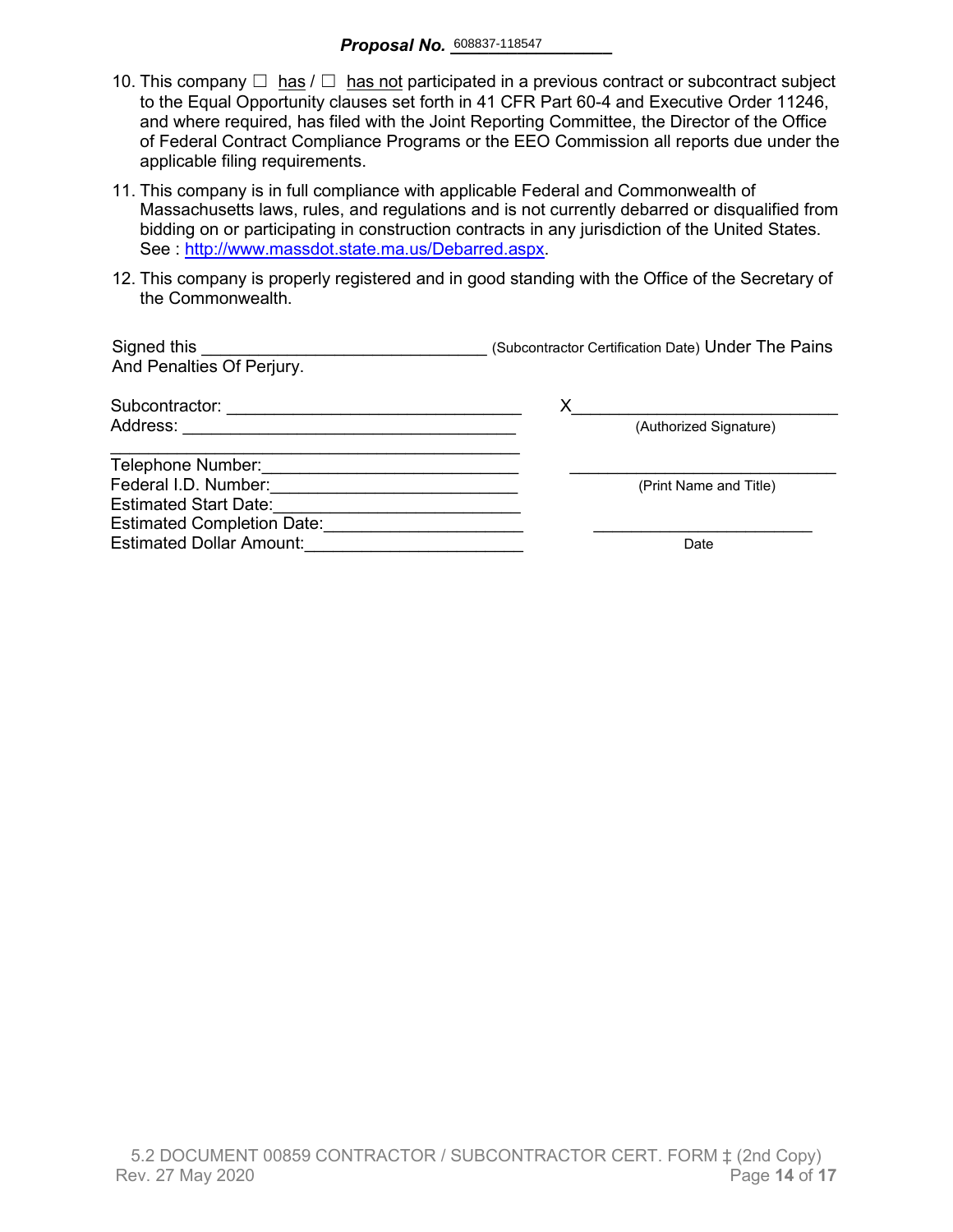**Proposal No.** 608837-118547

10. This company ☐ has / ☐ has not participated in a previous contract or subcontract subject to the Equal Opportunity clauses set forth in 41 CFR Part 60-4 and Executive Order 11246, and where required, has filed with the Joint Reporting Committee, the Director of the Office of Federal Contract Compliance Programs or the EEO Commission all reports due under the applicable filing requirements.

11. This company is in full compliance with applicable Federal and Commonwealth of Massachusetts laws, rules, and regulations and is not currently debarred or disqualified from bidding on or participating in construction contracts in any jurisdiction of the United States. See : http://www.massdot.state.ma.us/Debarred.aspx.

12. This company is properly registered and in good standing with the Office of the Secretary of the Commonwealth.

Signed this ______________________________ (Subcontractor Certification Date) Under The Pains And Penalties Of Perjury.

Subcontractor: ______________________________

Address: ______________________________

______________________________

Telephone Number: ______________________________

Federal I.D. Number: ______________________________

Estimated Start Date: ______________________________

Estimated Completion Date: ______________________________

Estimated Dollar Amount: ______________________________

X______________________________
(Authorized Signature)

______________________________
(Print Name and Title)

______________________________
Date

5.2 DOCUMENT 00859 CONTRACTOR / SUBCONTRACTOR CERT. FORM ‡ (2nd Copy)
Rev. 27 May 2020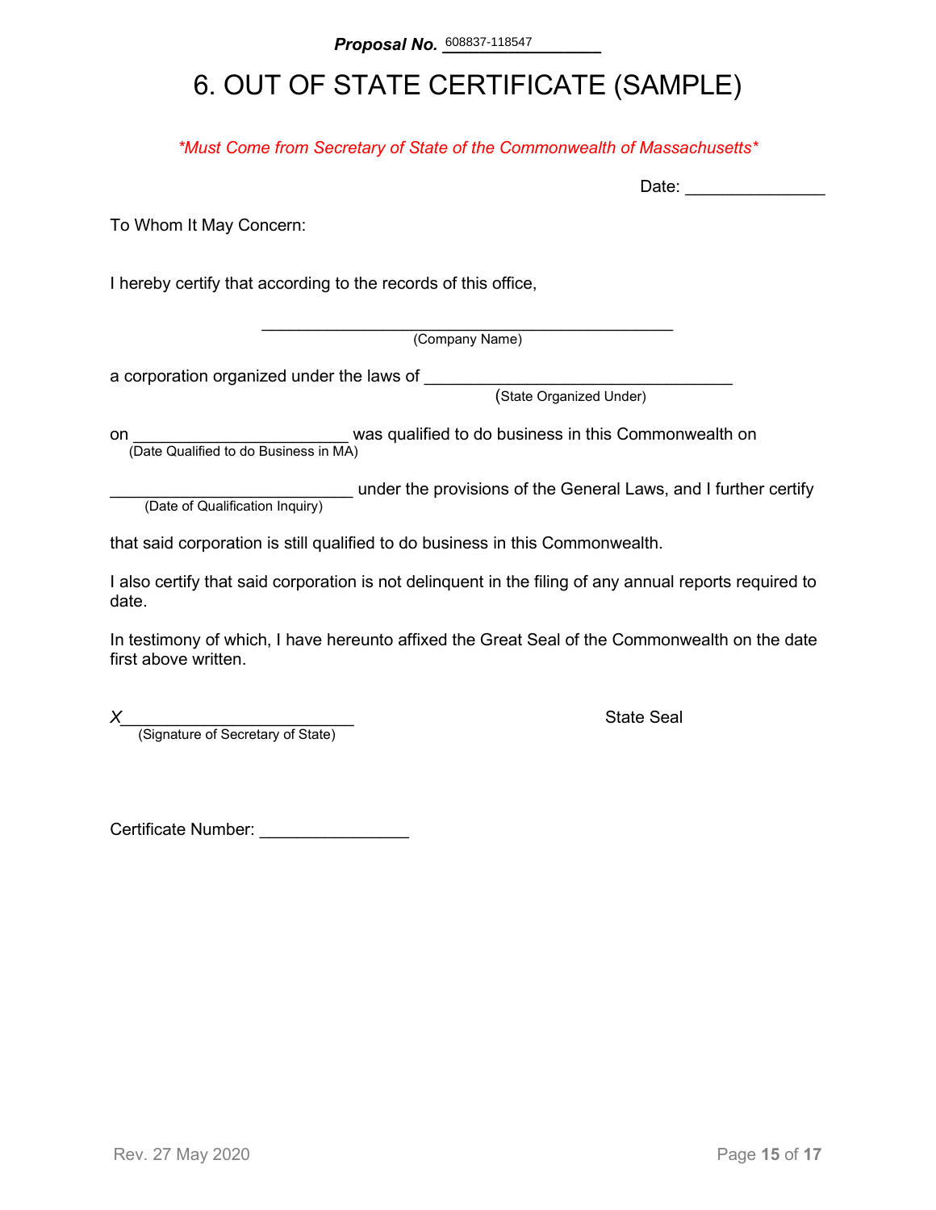**Proposal No.** 608837-118547

# 6. OUT OF STATE CERTIFICATE (SAMPLE)

*\*Must Come from Secretary of State of the Commonwealth of Massachusetts\**

Date: _______________

To Whom It May Concern:

I hereby certify that according to the records of this office,

_____________________________________________
(Company Name)

a corporation organized under the laws of _________________________________
(State Organized Under)

on _______________________ was qualified to do business in this Commonwealth on
(Date Qualified to do Business in MA)

__________________________ under the provisions of the General Laws, and I further certify
(Date of Qualification Inquiry)

that said corporation is still qualified to do business in this Commonwealth.

I also certify that said corporation is not delinquent in the filing of any annual reports required to date.

In testimony of which, I have hereunto affixed the Great Seal of the Commonwealth on the date first above written.

*X*_________________________
(Signature of Secretary of State)

State Seal

Certificate Number: ________________

Rev. 27 May 2020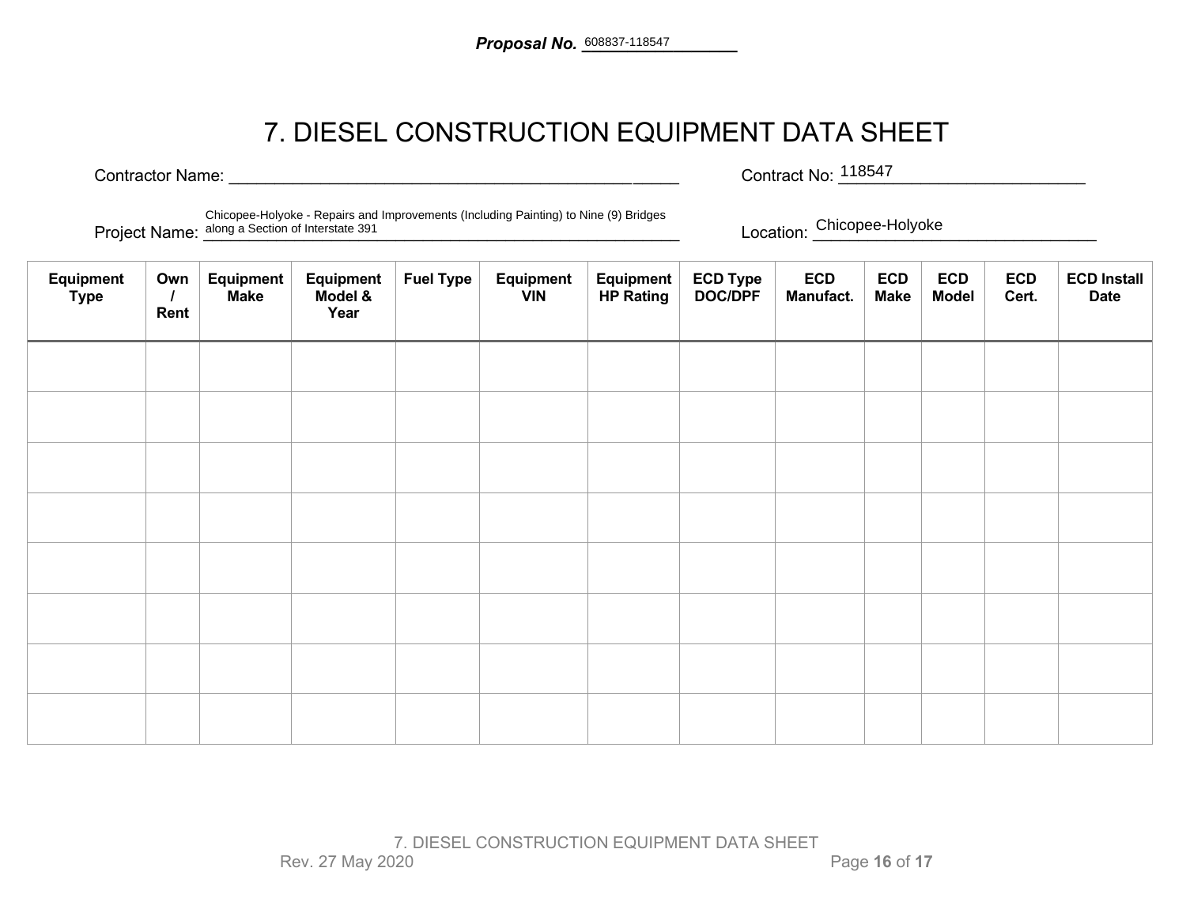**Proposal No.** 608837-118547

# 7. DIESEL CONSTRUCTION EQUIPMENT DATA SHEET

Contractor Name: ______________________________________________ Contract No: 118547

Project Name: Chicopee-Holyoke - Repairs and Improvements (Including Painting) to Nine (9) Bridges along a Section of Interstate 391 Location: Chicopee-Holyoke

| Equipment Type | Own / Rent | Equipment Make | Equipment Model & Year | Fuel Type | Equipment VIN | Equipment HP Rating | ECD Type DOC/DPF | ECD Manufact. | ECD Make | ECD Model | ECD Cert. | ECD Install Date |
|---|---|---|---|---|---|---|---|---|---|---|---|---|
| | | | | | | | | | | | | |
| | | | | | | | | | | | | |
| | | | | | | | | | | | | |
| | | | | | | | | | | | | |
| | | | | | | | | | | | | |
| | | | | | | | | | | | | |
| | | | | | | | | | | | | |
| | | | | | | | | | | | | |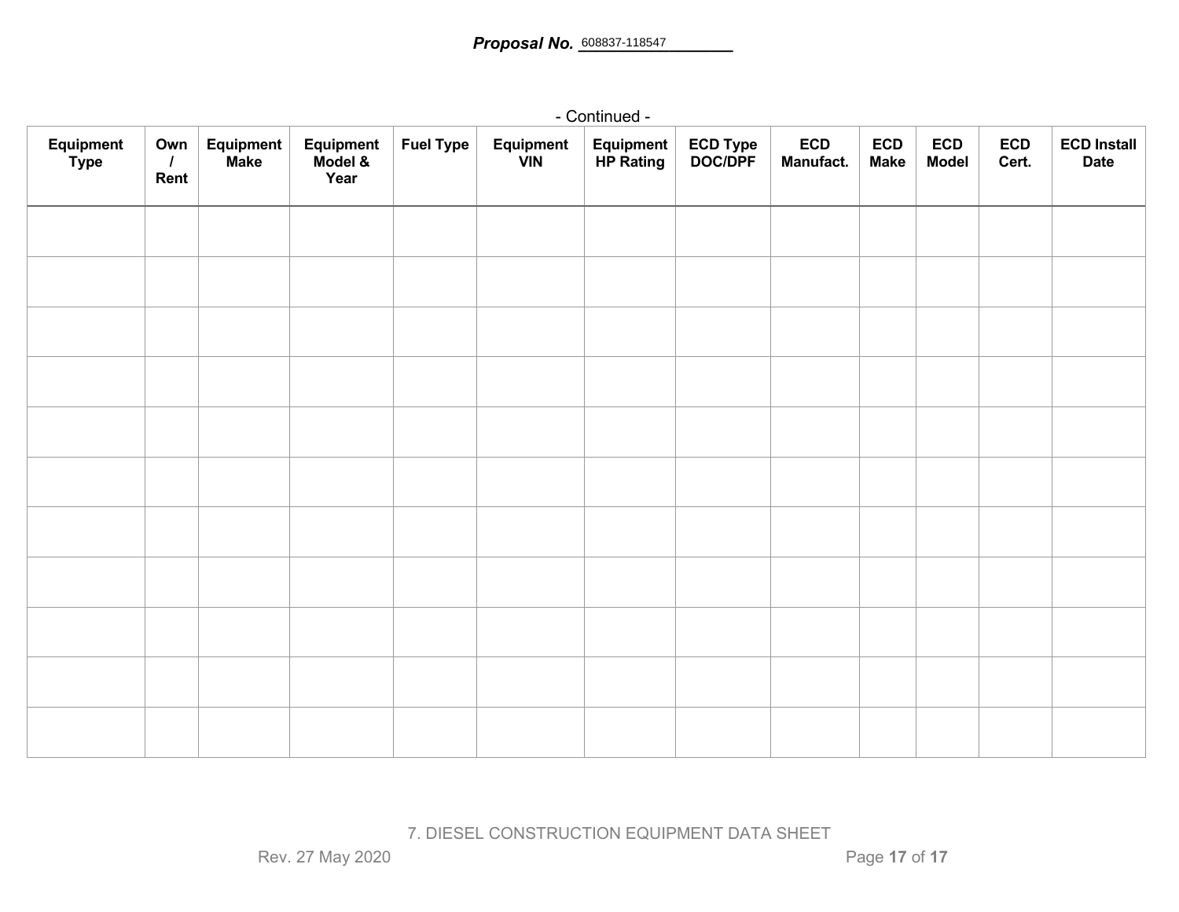**Proposal No.** 608837-118547

- Continued -

| Equipment Type | Own / Rent | Equipment Make | Equipment Model & Year | Fuel Type | Equipment VIN | Equipment HP Rating | ECD Type DOC/DPF | ECD Manufact. | ECD Make | ECD Model | ECD Cert. | ECD Install Date |
|---|---|---|---|---|---|---|---|---|---|---|---|---|
| | | | | | | | | | | | | |
| | | | | | | | | | | | | |
| | | | | | | | | | | | | |
| | | | | | | | | | | | | |
| | | | | | | | | | | | | |
| | | | | | | | | | | | | |
| | | | | | | | | | | | | |
| | | | | | | | | | | | | |
| | | | | | | | | | | | | |
| | | | | | | | | | | | | |
| | | | | | | | | | | | | |

7. DIESEL CONSTRUCTION EQUIPMENT DATA SHEET

Rev. 27 May 2020